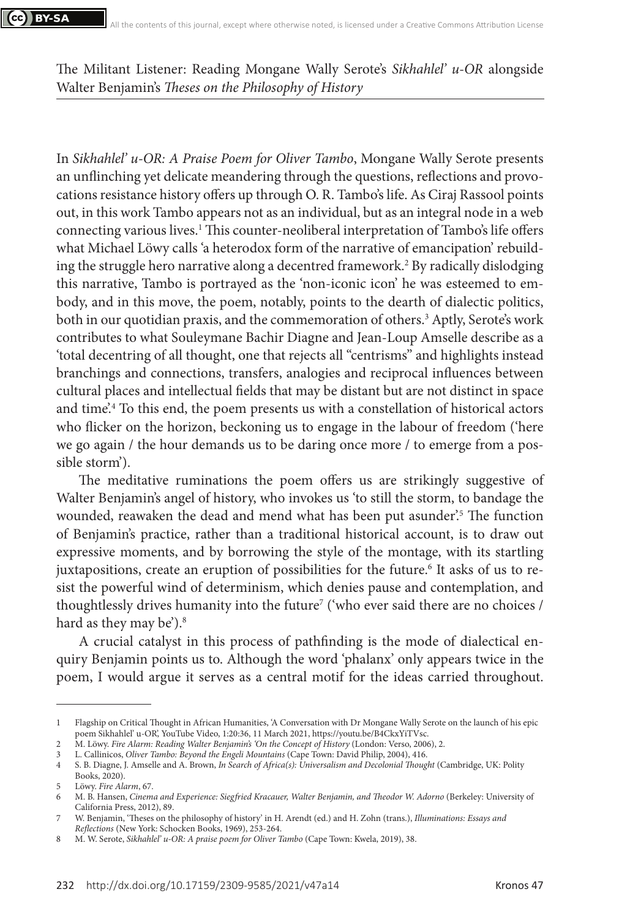The Militant Listener: Reading Mongane Wally Serote's *Sikhahlel' u-OR* alongside Walter Benjamin's *Theses on the Philosophy of History*

In *Sikhahlel' u-OR: A Praise Poem for Oliver Tambo*, Mongane Wally Serote presents an unflinching yet delicate meandering through the questions, reflections and provocations resistance history offers up through O. R. Tambo's life. As Ciraj Rassool points out, in this work Tambo appears not as an individual, but as an integral node in a web connecting various lives.[1] This counter-neoliberal interpretation of Tambo's life offers what Michael Löwy calls 'a heterodox form of the narrative of emancipation' rebuilding the struggle hero narrative along a decentred framework.[2] By radically dislodging this narrative, Tambo is portrayed as the 'non-iconic icon' he was esteemed to embody, and in this move, the poem, notably, points to the dearth of dialectic politics, both in our quotidian praxis, and the commemoration of others.[3] Aptly, Serote's work contributes to what Souleymane Bachir Diagne and Jean-Loup Amselle describe as a 'total decentring of all thought, one that rejects all "centrisms" and highlights instead branchings and connections, transfers, analogies and reciprocal influences between cultural places and intellectual fields that may be distant but are not distinct in space and time'.[4] To this end, the poem presents us with a constellation of historical actors who flicker on the horizon, beckoning us to engage in the labour of freedom ('here we go again / the hour demands us to be daring once more / to emerge from a possible storm').

The meditative ruminations the poem offers us are strikingly suggestive of Walter Benjamin's angel of history, who invokes us 'to still the storm, to bandage the wounded, reawaken the dead and mend what has been put asunder'.[5] The function of Benjamin's practice, rather than a traditional historical account, is to draw out expressive moments, and by borrowing the style of the montage, with its startling juxtapositions, create an eruption of possibilities for the future.[6] It asks of us to resist the powerful wind of determinism, which denies pause and contemplation, and thoughtlessly drives humanity into the future[7] ('who ever said there are no choices / hard as they may be').[8]

A crucial catalyst in this process of pathfinding is the mode of dialectical enquiry Benjamin points us to. Although the word 'phalanx' only appears twice in the poem, I would argue it serves as a central motif for the ideas carried throughout.

---

1 Flagship on Critical Thought in African Humanities, 'A Conversation with Dr Mongane Wally Serote on the launch of his epic poem Sikhahlel' u-OR', YouTube Video, 1:20:36, 11 March 2021, https://youtu.be/B4CkxYiTVsc.

2 M. Löwy. *Fire Alarm: Reading Walter Benjamin's 'On the Concept of History* (London: Verso, 2006), 2.

3 L. Callinicos, *Oliver Tambo: Beyond the Engeli Mountains* (Cape Town: David Philip, 2004), 416.

4 S. B. Diagne, J. Amselle and A. Brown, *In Search of Africa(s): Universalism and Decolonial Thought* (Cambridge, UK: Polity Books, 2020).

5 Löwy. *Fire Alarm*, 67.

6 M. B. Hansen, *Cinema and Experience: Siegfried Kracauer, Walter Benjamin, and Theodor W. Adorno* (Berkeley: University of California Press, 2012), 89.

7 W. Benjamin, 'Theses on the philosophy of history' in H. Arendt (ed.) and H. Zohn (trans.), *Illuminations: Essays and Reflections* (New York: Schocken Books, 1969), 253-264.

8 M. W. Serote, *Sikhahlel' u-OR: A praise poem for Oliver Tambo* (Cape Town: Kwela, 2019), 38.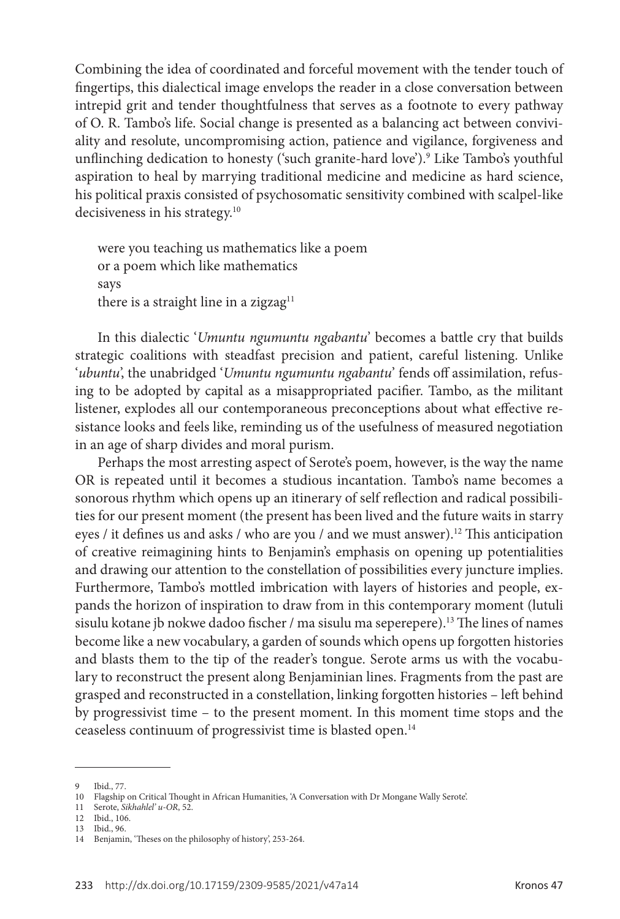Combining the idea of coordinated and forceful movement with the tender touch of fingertips, this dialectical image envelops the reader in a close conversation between intrepid grit and tender thoughtfulness that serves as a footnote to every pathway of O. R. Tambo's life. Social change is presented as a balancing act between conviviality and resolute, uncompromising action, patience and vigilance, forgiveness and unflinching dedication to honesty ('such granite-hard love').[9] Like Tambo's youthful aspiration to heal by marrying traditional medicine and medicine as hard science, his political praxis consisted of psychosomatic sensitivity combined with scalpel-like decisiveness in his strategy.[10]

> were you teaching us mathematics like a poem
> or a poem which like mathematics
> says
> there is a straight line in a zigzag[11]

In this dialectic '*Umuntu ngumuntu ngabantu*' becomes a battle cry that builds strategic coalitions with steadfast precision and patient, careful listening. Unlike '*ubuntu*', the unabridged '*Umuntu ngumuntu ngabantu*' fends off assimilation, refusing to be adopted by capital as a misappropriated pacifier. Tambo, as the militant listener, explodes all our contemporaneous preconceptions about what effective resistance looks and feels like, reminding us of the usefulness of measured negotiation in an age of sharp divides and moral purism.

Perhaps the most arresting aspect of Serote's poem, however, is the way the name OR is repeated until it becomes a studious incantation. Tambo's name becomes a sonorous rhythm which opens up an itinerary of self reflection and radical possibilities for our present moment (the present has been lived and the future waits in starry eyes / it defines us and asks / who are you / and we must answer).[12] This anticipation of creative reimagining hints to Benjamin's emphasis on opening up potentialities and drawing our attention to the constellation of possibilities every juncture implies. Furthermore, Tambo's mottled imbrication with layers of histories and people, expands the horizon of inspiration to draw from in this contemporary moment (lutuli sisulu kotane jb nokwe dadoo fischer / ma sisulu ma seperepere).[13] The lines of names become like a new vocabulary, a garden of sounds which opens up forgotten histories and blasts them to the tip of the reader's tongue. Serote arms us with the vocabulary to reconstruct the present along Benjaminian lines. Fragments from the past are grasped and reconstructed in a constellation, linking forgotten histories – left behind by progressivist time – to the present moment. In this moment time stops and the ceaseless continuum of progressivist time is blasted open.[14]

---

9 Ibid., 77.
10 Flagship on Critical Thought in African Humanities, 'A Conversation with Dr Mongane Wally Serote'.
11 Serote, *Sikhahlel' u-OR*, 52.
12 Ibid., 106.
13 Ibid., 96.
14 Benjamin, 'Theses on the philosophy of history', 253-264.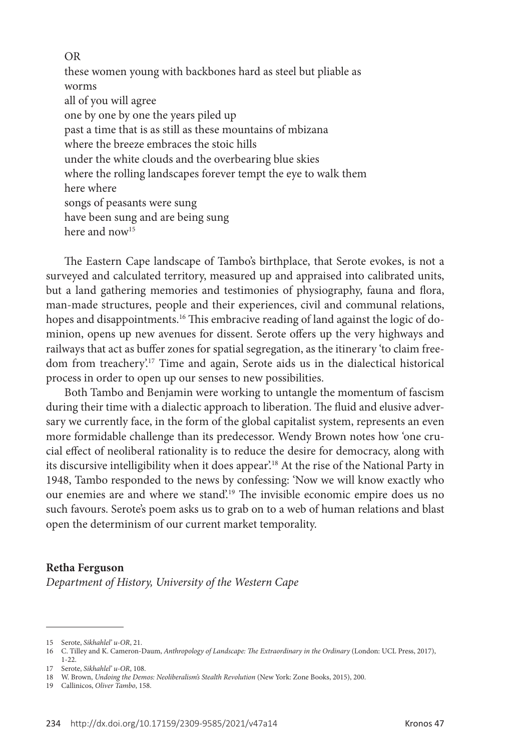OR
these women young with backbones hard as steel but pliable as worms
all of you will agree
one by one by one the years piled up
past a time that is as still as these mountains of mbizana
where the breeze embraces the stoic hills
under the white clouds and the overbearing blue skies
where the rolling landscapes forever tempt the eye to walk them
here where
songs of peasants were sung
have been sung and are being sung
here and now[15]

The Eastern Cape landscape of Tambo's birthplace, that Serote evokes, is not a surveyed and calculated territory, measured up and appraised into calibrated units, but a land gathering memories and testimonies of physiography, fauna and flora, man-made structures, people and their experiences, civil and communal relations, hopes and disappointments.[16] This embracive reading of land against the logic of dominion, opens up new avenues for dissent. Serote offers up the very highways and railways that act as buffer zones for spatial segregation, as the itinerary 'to claim freedom from treachery'.[17] Time and again, Serote aids us in the dialectical historical process in order to open up our senses to new possibilities.

Both Tambo and Benjamin were working to untangle the momentum of fascism during their time with a dialectic approach to liberation. The fluid and elusive adversary we currently face, in the form of the global capitalist system, represents an even more formidable challenge than its predecessor. Wendy Brown notes how 'one crucial effect of neoliberal rationality is to reduce the desire for democracy, along with its discursive intelligibility when it does appear'.[18] At the rise of the National Party in 1948, Tambo responded to the news by confessing: 'Now we will know exactly who our enemies are and where we stand'.[19] The invisible economic empire does us no such favours. Serote's poem asks us to grab on to a web of human relations and blast open the determinism of our current market temporality.

**Retha Ferguson**
*Department of History, University of the Western Cape*

---

15 Serote, *Sikhahlel' u-OR*, 21.

16 C. Tilley and K. Cameron-Daum, *Anthropology of Landscape: The Extraordinary in the Ordinary* (London: UCL Press, 2017), 1-22.

17 Serote, *Sikhahlel' u-OR*, 108.

18 W. Brown, *Undoing the Demos: Neoliberalism's Stealth Revolution* (New York: Zone Books, 2015), 200.

19 Callinicos, *Oliver Tambo*, 158.